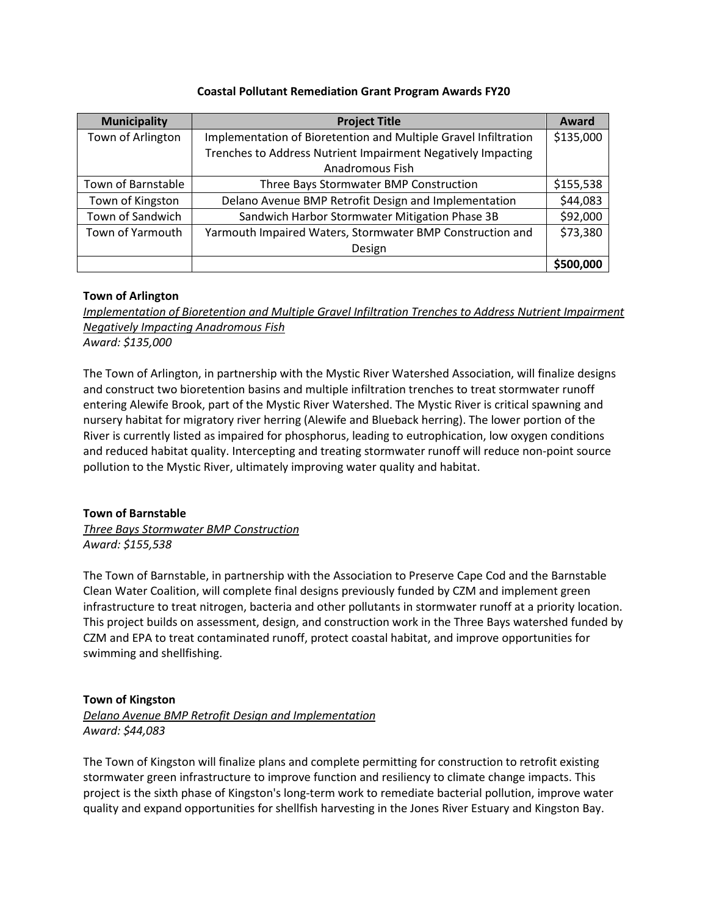# Coastal Pollutant Remediation Grant Program Awards FY20

| Municipality | Project Title | Award |
|---|---|---|
| Town of Arlington | Implementation of Bioretention and Multiple Gravel Infiltration Trenches to Address Nutrient Impairment Negatively Impacting Anadromous Fish | $135,000 |
| Town of Barnstable | Three Bays Stormwater BMP Construction | $155,538 |
| Town of Kingston | Delano Avenue BMP Retrofit Design and Implementation | $44,083 |
| Town of Sandwich | Sandwich Harbor Stormwater Mitigation Phase 3B | $92,000 |
| Town of Yarmouth | Yarmouth Impaired Waters, Stormwater BMP Construction and Design | $73,380 |
| | | **$500,000** |

**Town of Arlington**

*Implementation of Bioretention and Multiple Gravel Infiltration Trenches to Address Nutrient Impairment Negatively Impacting Anadromous Fish*

*Award: $135,000*

The Town of Arlington, in partnership with the Mystic River Watershed Association, will finalize designs and construct two bioretention basins and multiple infiltration trenches to treat stormwater runoff entering Alewife Brook, part of the Mystic River Watershed. The Mystic River is critical spawning and nursery habitat for migratory river herring (Alewife and Blueback herring). The lower portion of the River is currently listed as impaired for phosphorus, leading to eutrophication, low oxygen conditions and reduced habitat quality. Intercepting and treating stormwater runoff will reduce non-point source pollution to the Mystic River, ultimately improving water quality and habitat.

**Town of Barnstable**

*Three Bays Stormwater BMP Construction*

*Award: $155,538*

The Town of Barnstable, in partnership with the Association to Preserve Cape Cod and the Barnstable Clean Water Coalition, will complete final designs previously funded by CZM and implement green infrastructure to treat nitrogen, bacteria and other pollutants in stormwater runoff at a priority location. This project builds on assessment, design, and construction work in the Three Bays watershed funded by CZM and EPA to treat contaminated runoff, protect coastal habitat, and improve opportunities for swimming and shellfishing.

**Town of Kingston**

*Delano Avenue BMP Retrofit Design and Implementation*

*Award: $44,083*

The Town of Kingston will finalize plans and complete permitting for construction to retrofit existing stormwater green infrastructure to improve function and resiliency to climate change impacts. This project is the sixth phase of Kingston's long-term work to remediate bacterial pollution, improve water quality and expand opportunities for shellfish harvesting in the Jones River Estuary and Kingston Bay.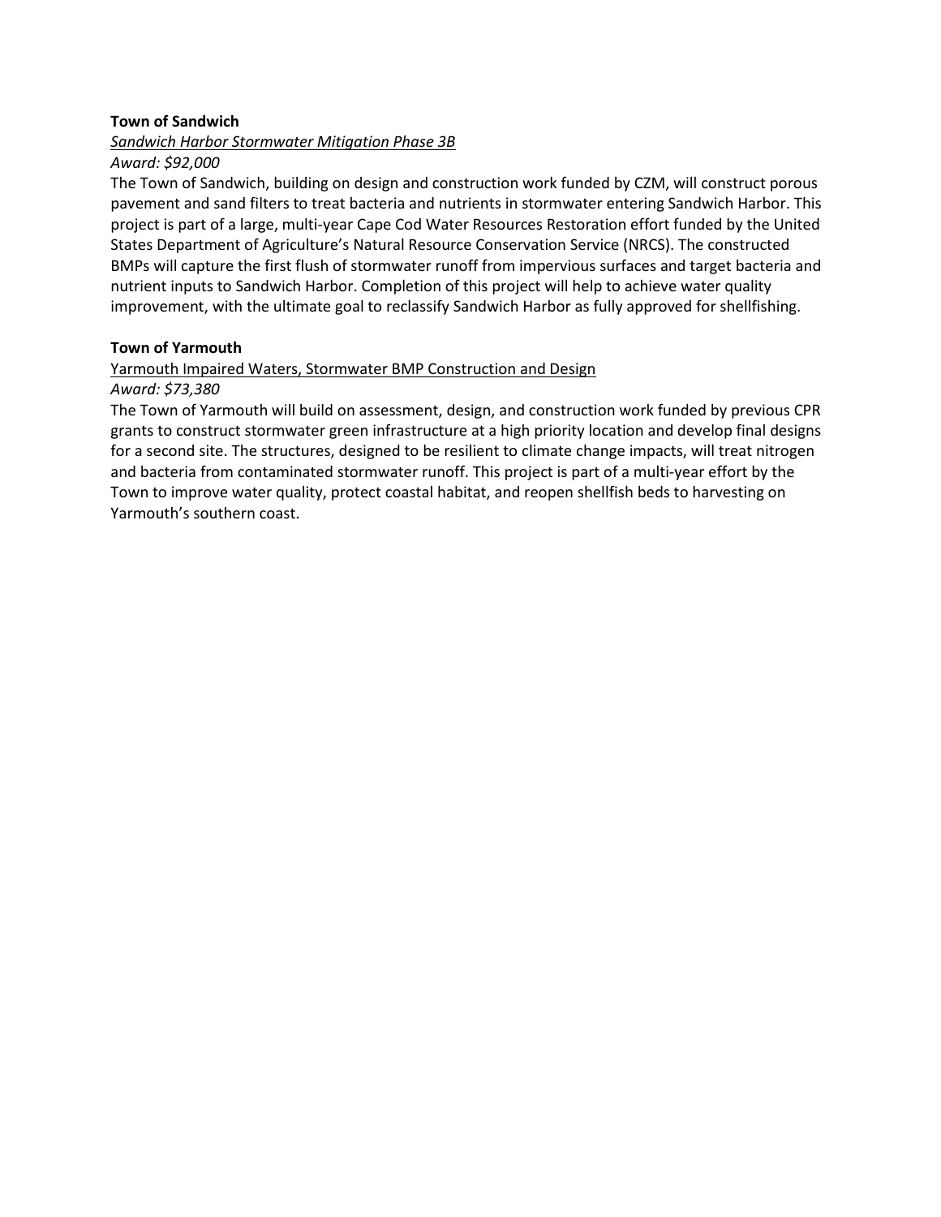**Town of Sandwich**

*Sandwich Harbor Stormwater Mitigation Phase 3B*

*Award: $92,000*

The Town of Sandwich, building on design and construction work funded by CZM, will construct porous pavement and sand filters to treat bacteria and nutrients in stormwater entering Sandwich Harbor. This project is part of a large, multi-year Cape Cod Water Resources Restoration effort funded by the United States Department of Agriculture's Natural Resource Conservation Service (NRCS). The constructed BMPs will capture the first flush of stormwater runoff from impervious surfaces and target bacteria and nutrient inputs to Sandwich Harbor. Completion of this project will help to achieve water quality improvement, with the ultimate goal to reclassify Sandwich Harbor as fully approved for shellfishing.

**Town of Yarmouth**

Yarmouth Impaired Waters, Stormwater BMP Construction and Design

*Award: $73,380*

The Town of Yarmouth will build on assessment, design, and construction work funded by previous CPR grants to construct stormwater green infrastructure at a high priority location and develop final designs for a second site. The structures, designed to be resilient to climate change impacts, will treat nitrogen and bacteria from contaminated stormwater runoff. This project is part of a multi-year effort by the Town to improve water quality, protect coastal habitat, and reopen shellfish beds to harvesting on Yarmouth's southern coast.